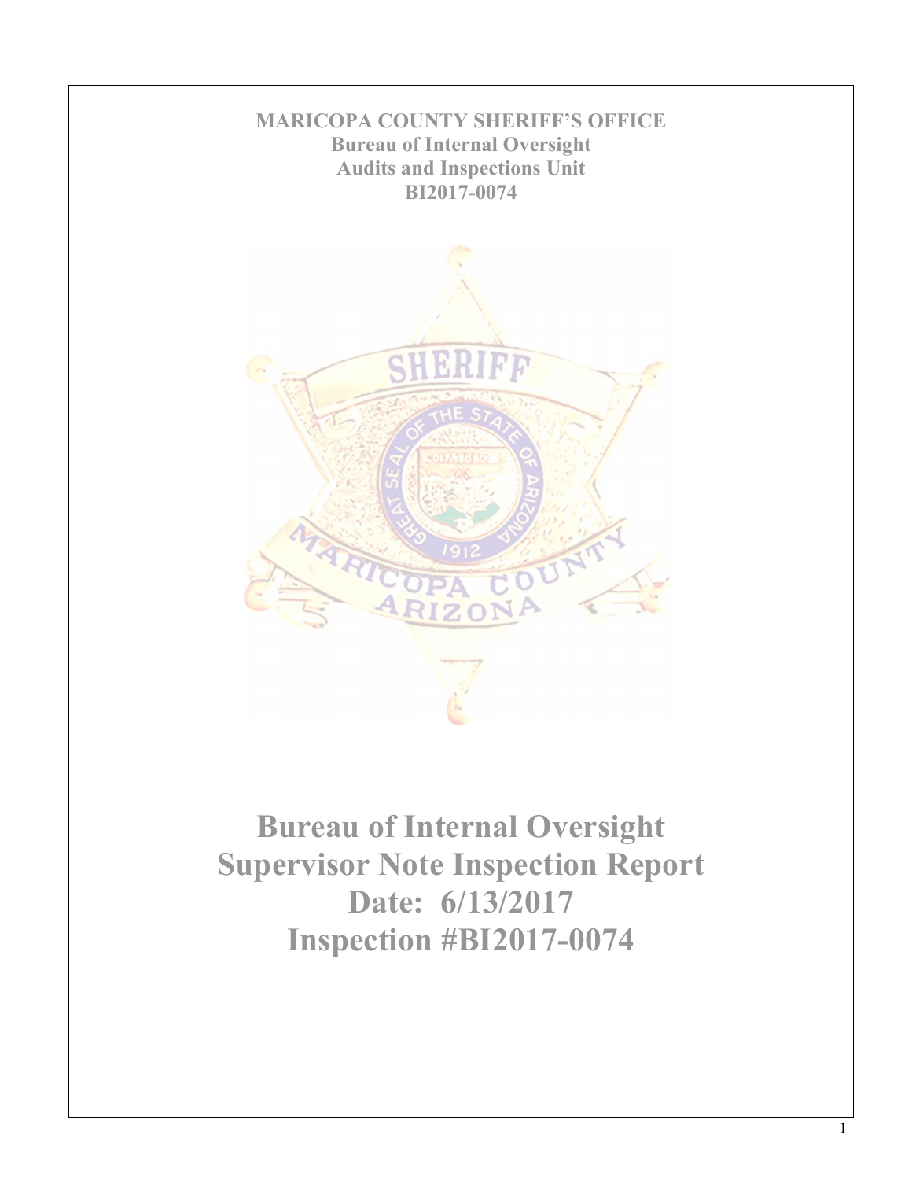**MARICOPA COUNTY SHERIFF'S OFFICE**
**Bureau of Internal Oversight**
**Audits and Inspections Unit**
**BI2017-0074**

# Bureau of Internal Oversight
# Supervisor Note Inspection Report
# Date: 6/13/2017
# Inspection #BI2017-0074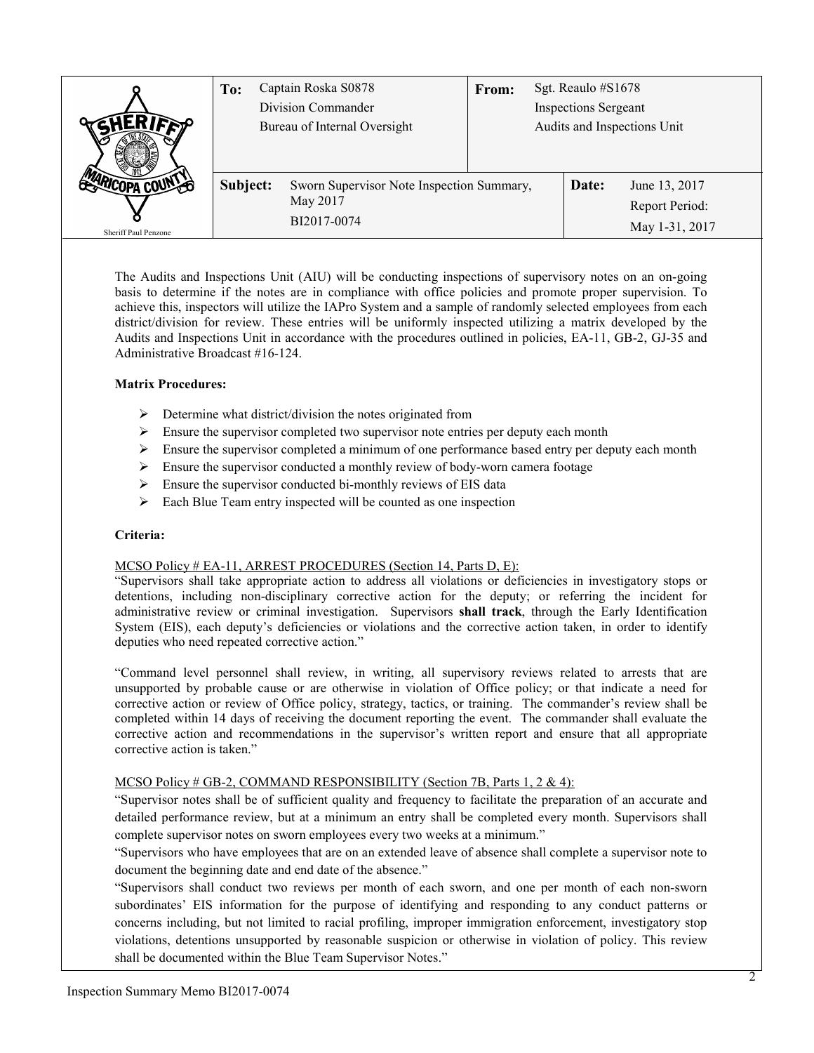| To: | Captain Roska S0878<br>Division Commander<br>Bureau of Internal Oversight | From: | Sgt. Reaulo #S1678<br>Inspections Sergeant<br>Audits and Inspections Unit |
|---|---|---|---|
| Subject: | Sworn Supervisor Note Inspection Summary, May 2017<br>BI2017-0074 | Date: | June 13, 2017<br>Report Period:<br>May 1-31, 2017 |

Sheriff Paul Penzone

The Audits and Inspections Unit (AIU) will be conducting inspections of supervisory notes on an on-going basis to determine if the notes are in compliance with office policies and promote proper supervision. To achieve this, inspectors will utilize the IAPro System and a sample of randomly selected employees from each district/division for review. These entries will be uniformly inspected utilizing a matrix developed by the Audits and Inspections Unit in accordance with the procedures outlined in policies, EA-11, GB-2, GJ-35 and Administrative Broadcast #16-124.

**Matrix Procedures:**

- Determine what district/division the notes originated from
- Ensure the supervisor completed two supervisor note entries per deputy each month
- Ensure the supervisor completed a minimum of one performance based entry per deputy each month
- Ensure the supervisor conducted a monthly review of body-worn camera footage
- Ensure the supervisor conducted bi-monthly reviews of EIS data
- Each Blue Team entry inspected will be counted as one inspection

**Criteria:**

MCSO Policy # EA-11, ARREST PROCEDURES (Section 14, Parts D, E):

"Supervisors shall take appropriate action to address all violations or deficiencies in investigatory stops or detentions, including non-disciplinary corrective action for the deputy; or referring the incident for administrative review or criminal investigation. Supervisors **shall track**, through the Early Identification System (EIS), each deputy's deficiencies or violations and the corrective action taken, in order to identify deputies who need repeated corrective action."

"Command level personnel shall review, in writing, all supervisory reviews related to arrests that are unsupported by probable cause or are otherwise in violation of Office policy; or that indicate a need for corrective action or review of Office policy, strategy, tactics, or training. The commander's review shall be completed within 14 days of receiving the document reporting the event. The commander shall evaluate the corrective action and recommendations in the supervisor's written report and ensure that all appropriate corrective action is taken."

MCSO Policy # GB-2, COMMAND RESPONSIBILITY (Section 7B, Parts 1, 2 & 4):

"Supervisor notes shall be of sufficient quality and frequency to facilitate the preparation of an accurate and detailed performance review, but at a minimum an entry shall be completed every month. Supervisors shall complete supervisor notes on sworn employees every two weeks at a minimum."

"Supervisors who have employees that are on an extended leave of absence shall complete a supervisor note to document the beginning date and end date of the absence."

"Supervisors shall conduct two reviews per month of each sworn, and one per month of each non-sworn subordinates' EIS information for the purpose of identifying and responding to any conduct patterns or concerns including, but not limited to racial profiling, improper immigration enforcement, investigatory stop violations, detentions unsupported by reasonable suspicion or otherwise in violation of policy. This review shall be documented within the Blue Team Supervisor Notes."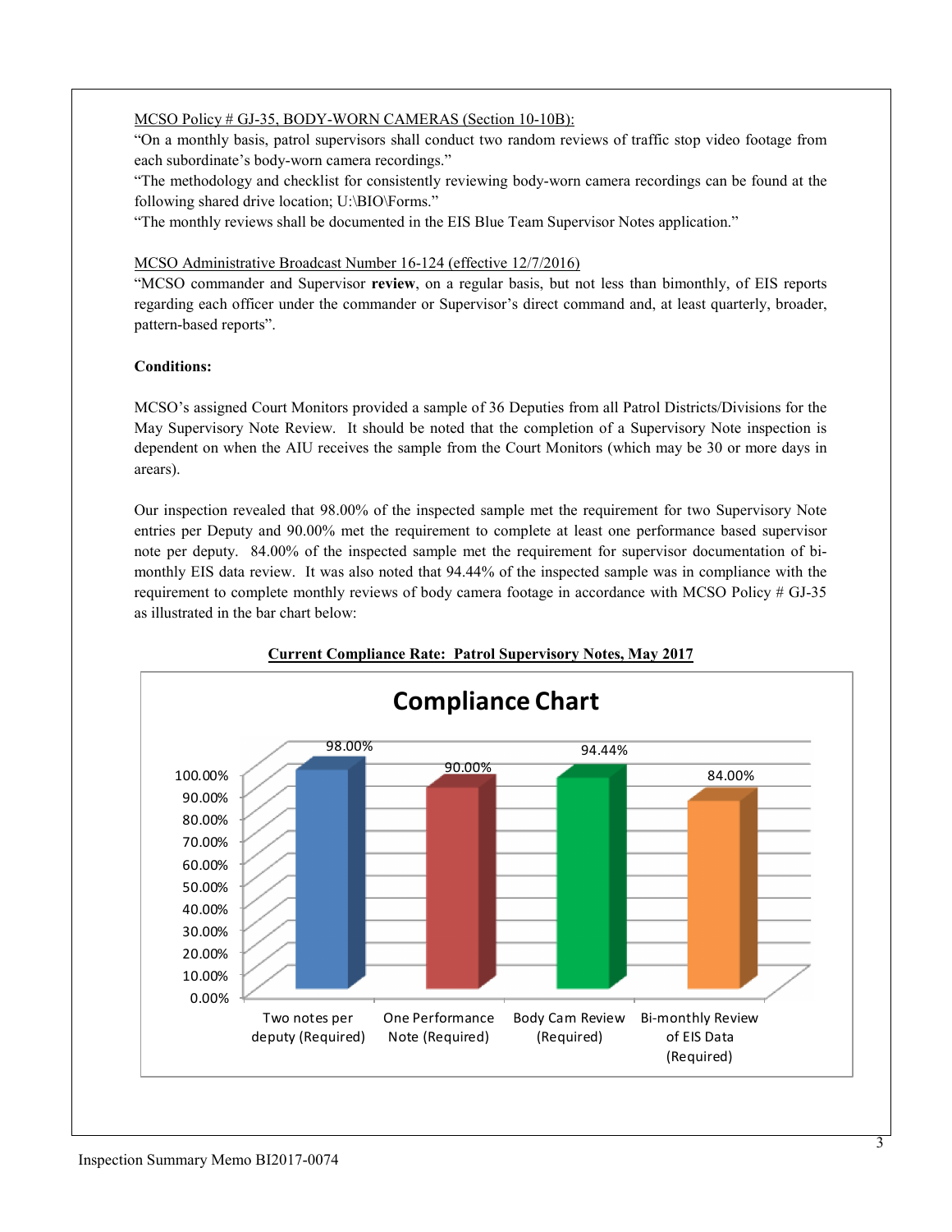MCSO Policy # GJ-35, BODY-WORN CAMERAS (Section 10-10B):

"On a monthly basis, patrol supervisors shall conduct two random reviews of traffic stop video footage from each subordinate's body-worn camera recordings."

"The methodology and checklist for consistently reviewing body-worn camera recordings can be found at the following shared drive location; U:\BIO\Forms."

"The monthly reviews shall be documented in the EIS Blue Team Supervisor Notes application."

MCSO Administrative Broadcast Number 16-124 (effective 12/7/2016)

"MCSO commander and Supervisor **review**, on a regular basis, but not less than bimonthly, of EIS reports regarding each officer under the commander or Supervisor's direct command and, at least quarterly, broader, pattern-based reports".

**Conditions:**

MCSO's assigned Court Monitors provided a sample of 36 Deputies from all Patrol Districts/Divisions for the May Supervisory Note Review. It should be noted that the completion of a Supervisory Note inspection is dependent on when the AIU receives the sample from the Court Monitors (which may be 30 or more days in arears).

Our inspection revealed that 98.00% of the inspected sample met the requirement for two Supervisory Note entries per Deputy and 90.00% met the requirement to complete at least one performance based supervisor note per deputy. 84.00% of the inspected sample met the requirement for supervisor documentation of bi-monthly EIS data review. It was also noted that 94.44% of the inspected sample was in compliance with the requirement to complete monthly reviews of body camera footage in accordance with MCSO Policy # GJ-35 as illustrated in the bar chart below:

**Current Compliance Rate: Patrol Supervisory Notes, May 2017**

**Compliance Chart**

| Category | Compliance |
|---|---|
| Two notes per deputy (Required) | 98.00% |
| One Performance Note (Required) | 90.00% |
| Body Cam Review (Required) | 94.44% |
| Bi-monthly Review of EIS Data (Required) | 84.00% |

Inspection Summary Memo BI2017-0074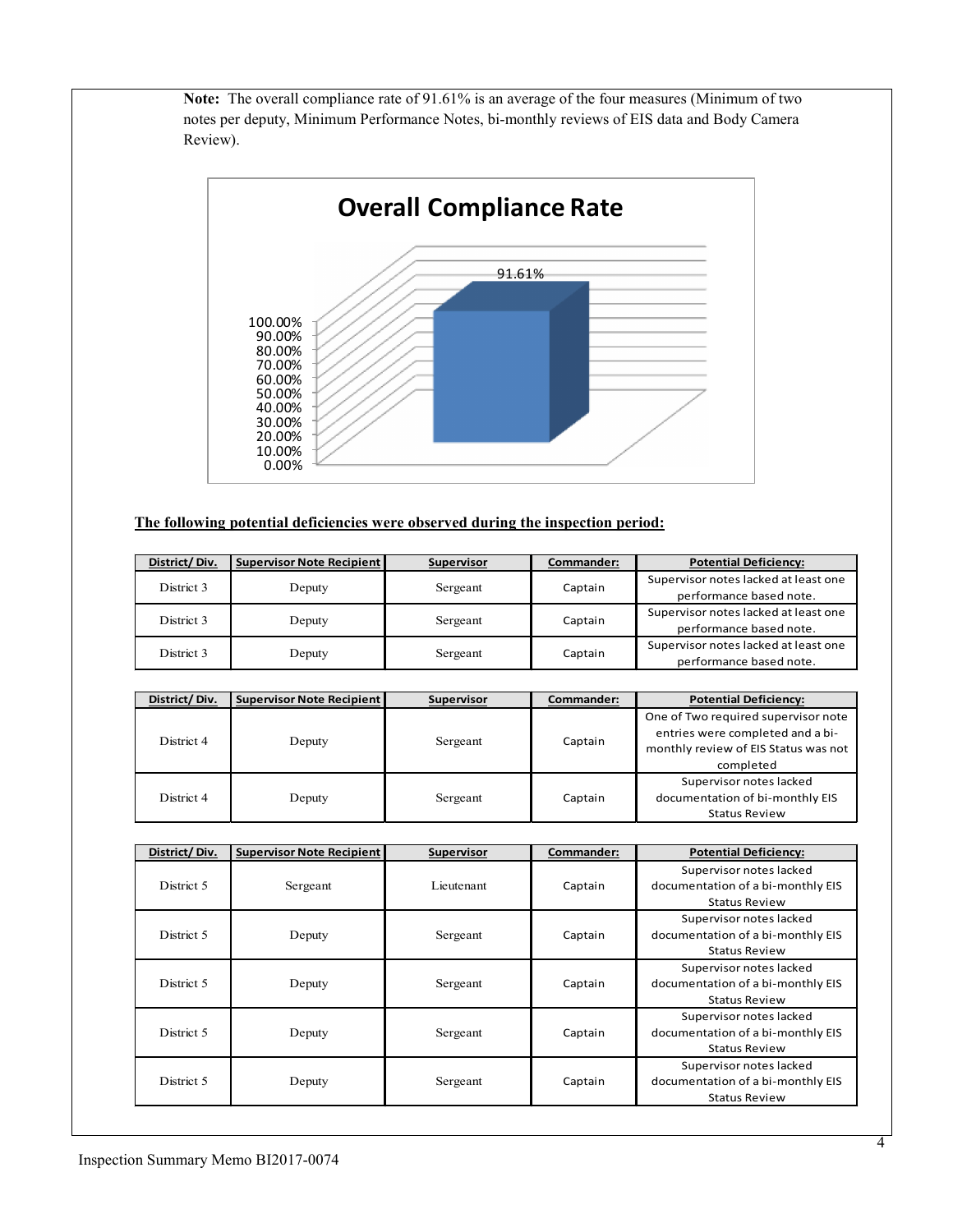**Note:** The overall compliance rate of 91.61% is an average of the four measures (Minimum of two notes per deputy, Minimum Performance Notes, bi-monthly reviews of EIS data and Body Camera Review).

**Overall Compliance Rate**

91.61%

**The following potential deficiencies were observed during the inspection period:**

| District/ Div. | Supervisor Note Recipient | Supervisor | Commander: | Potential Deficiency: |
|---|---|---|---|---|
| District 3 | Deputy | Sergeant | Captain | Supervisor notes lacked at least one performance based note. |
| District 3 | Deputy | Sergeant | Captain | Supervisor notes lacked at least one performance based note. |
| District 3 | Deputy | Sergeant | Captain | Supervisor notes lacked at least one performance based note. |

| District/ Div. | Supervisor Note Recipient | Supervisor | Commander: | Potential Deficiency: |
|---|---|---|---|---|
| District 4 | Deputy | Sergeant | Captain | One of Two required supervisor note entries were completed and a bi-monthly review of EIS Status was not completed |
| District 4 | Deputy | Sergeant | Captain | Supervisor notes lacked documentation of bi-monthly EIS Status Review |

| District/ Div. | Supervisor Note Recipient | Supervisor | Commander: | Potential Deficiency: |
|---|---|---|---|---|
| District 5 | Sergeant | Lieutenant | Captain | Supervisor notes lacked documentation of a bi-monthly EIS Status Review |
| District 5 | Deputy | Sergeant | Captain | Supervisor notes lacked documentation of a bi-monthly EIS Status Review |
| District 5 | Deputy | Sergeant | Captain | Supervisor notes lacked documentation of a bi-monthly EIS Status Review |
| District 5 | Deputy | Sergeant | Captain | Supervisor notes lacked documentation of a bi-monthly EIS Status Review |
| District 5 | Deputy | Sergeant | Captain | Supervisor notes lacked documentation of a bi-monthly EIS Status Review |

Inspection Summary Memo BI2017-0074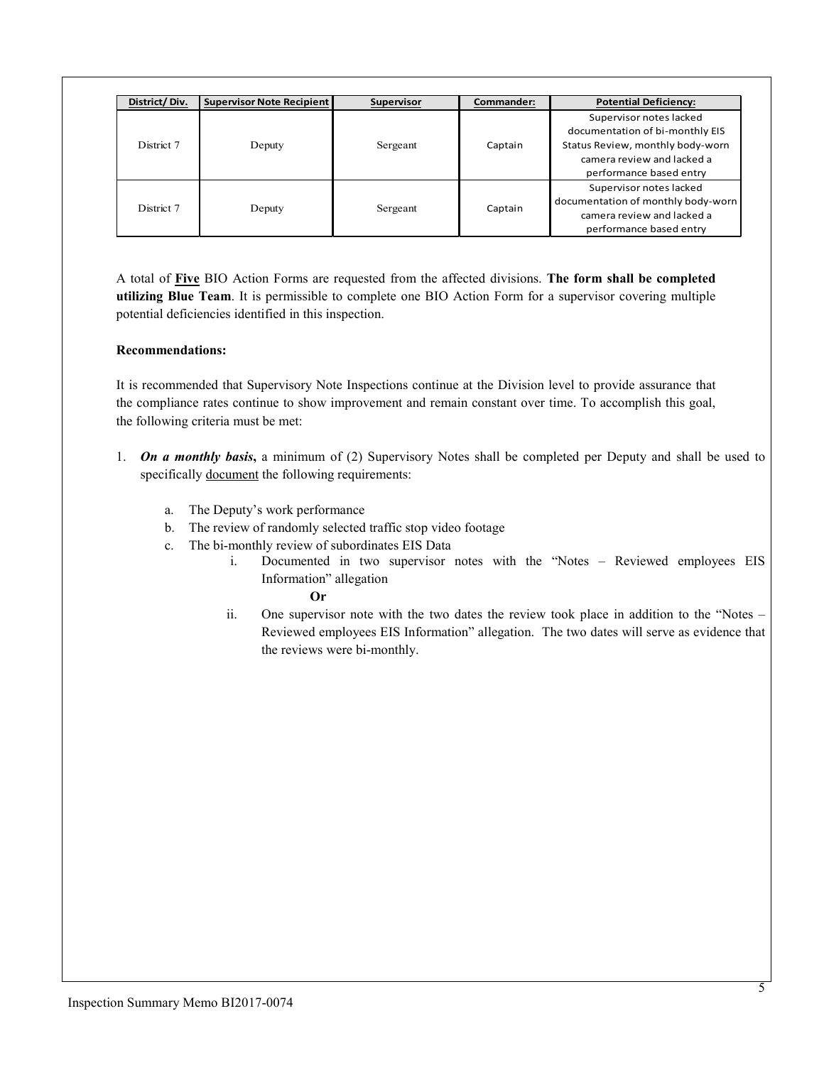| District/ Div. | Supervisor Note Recipient | Supervisor | Commander: | Potential Deficiency: |
|---|---|---|---|---|
| District 7 | Deputy | Sergeant | Captain | Supervisor notes lacked documentation of bi-monthly EIS Status Review, monthly body-worn camera review and lacked a performance based entry |
| District 7 | Deputy | Sergeant | Captain | Supervisor notes lacked documentation of monthly body-worn camera review and lacked a performance based entry |

A total of **Five** BIO Action Forms are requested from the affected divisions. **The form shall be completed utilizing Blue Team**. It is permissible to complete one BIO Action Form for a supervisor covering multiple potential deficiencies identified in this inspection.

**Recommendations:**

It is recommended that Supervisory Note Inspections continue at the Division level to provide assurance that the compliance rates continue to show improvement and remain constant over time. To accomplish this goal, the following criteria must be met:

1. ***On a monthly basis***, a minimum of (2) Supervisory Notes shall be completed per Deputy and shall be used to specifically document the following requirements:
   a. The Deputy's work performance
   b. The review of randomly selected traffic stop video footage
   c. The bi-monthly review of subordinates EIS Data
      i. Documented in two supervisor notes with the "Notes – Reviewed employees EIS Information" allegation

         **Or**

      ii. One supervisor note with the two dates the review took place in addition to the "Notes – Reviewed employees EIS Information" allegation. The two dates will serve as evidence that the reviews were bi-monthly.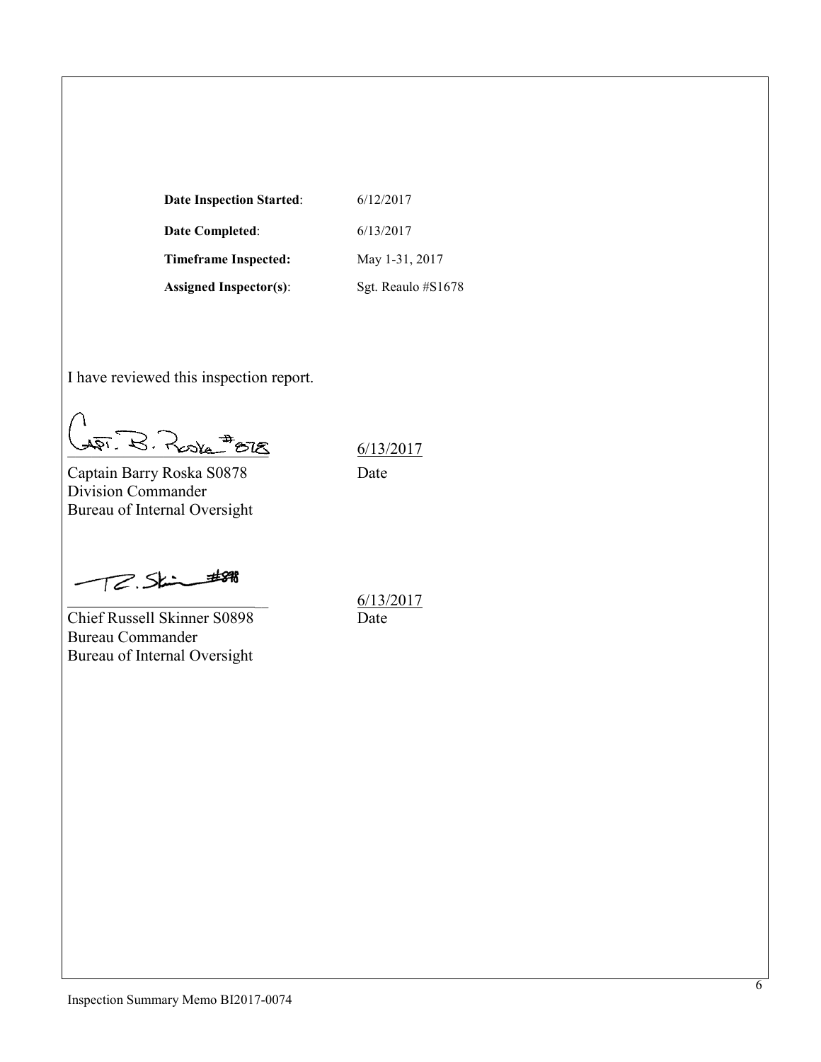| | |
|---|---|
| **Date Inspection Started**: | 6/12/2017 |
| **Date Completed**: | 6/13/2017 |
| **Timeframe Inspected:** | May 1-31, 2017 |
| **Assigned Inspector(s)**: | Sgt. Reaulo #S1678 |

I have reviewed this inspection report.

Capt. B. Roska #878

Captain Barry Roska S0878
Division Commander
Bureau of Internal Oversight

6/13/2017
Date

R. Skinner #898

Chief Russell Skinner S0898
Bureau Commander
Bureau of Internal Oversight

6/13/2017
Date

Inspection Summary Memo BI2017-0074